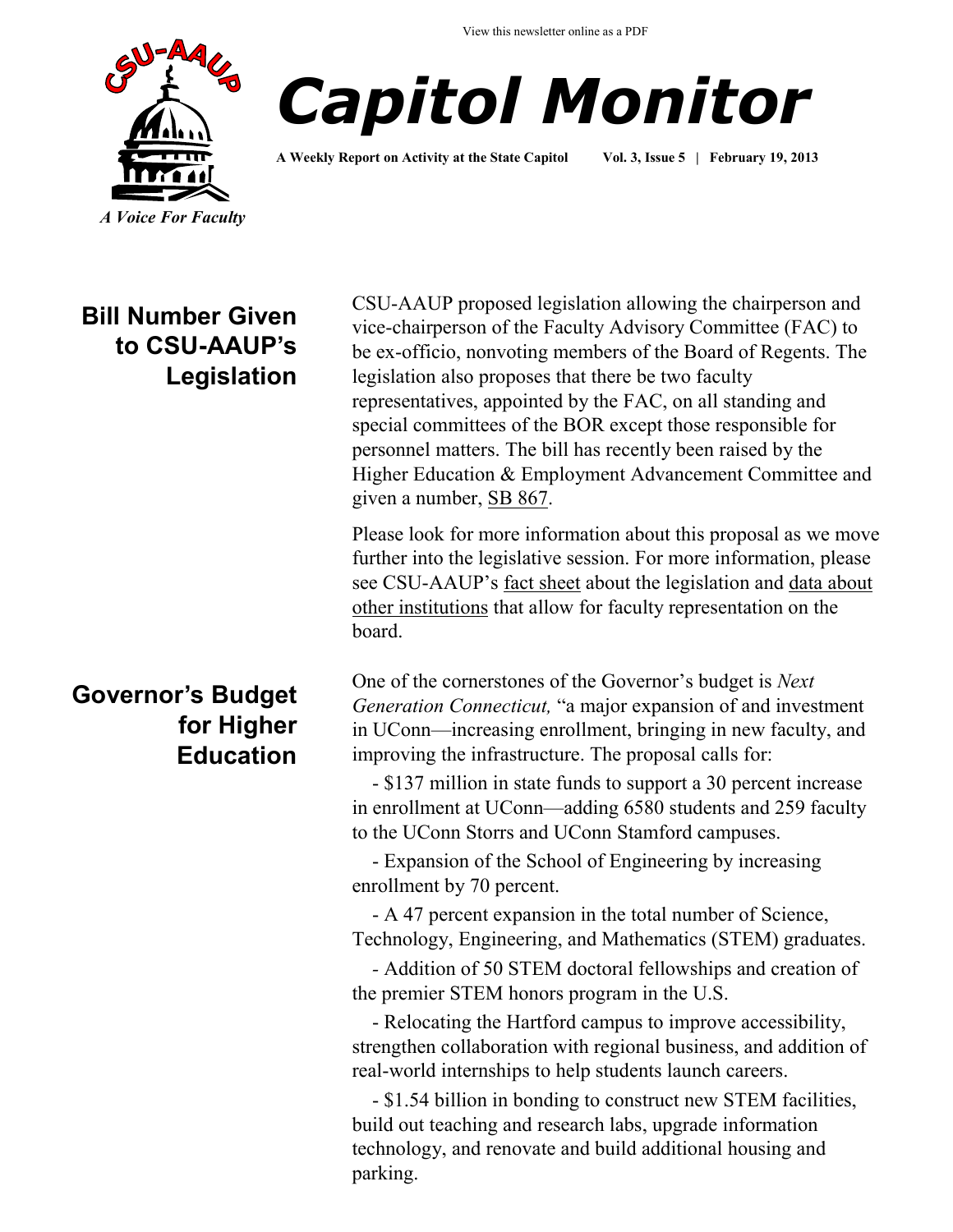View this newsletter online as a PDF

# Capitol Monitor

**A Weekly Report on Activity at the State Capitol** **Vol. 3, Issue 5 | February 19, 2013**

*A Voice For Faculty*

## Bill Number Given to CSU-AAUP's Legislation

CSU-AAUP proposed legislation allowing the chairperson and vice-chairperson of the Faculty Advisory Committee (FAC) to be ex-officio, nonvoting members of the Board of Regents. The legislation also proposes that there be two faculty representatives, appointed by the FAC, on all standing and special committees of the BOR except those responsible for personnel matters. The bill has recently been raised by the Higher Education & Employment Advancement Committee and given a number, SB 867.

Please look for more information about this proposal as we move further into the legislative session. For more information, please see CSU-AAUP's fact sheet about the legislation and data about other institutions that allow for faculty representation on the board.

## Governor's Budget for Higher Education

One of the cornerstones of the Governor's budget is *Next Generation Connecticut,* "a major expansion of and investment in UConn—increasing enrollment, bringing in new faculty, and improving the infrastructure. The proposal calls for:

- $137 million in state funds to support a 30 percent increase in enrollment at UConn—adding 6580 students and 259 faculty to the UConn Storrs and UConn Stamford campuses.
- Expansion of the School of Engineering by increasing enrollment by 70 percent.
- A 47 percent expansion in the total number of Science, Technology, Engineering, and Mathematics (STEM) graduates.
- Addition of 50 STEM doctoral fellowships and creation of the premier STEM honors program in the U.S.
- Relocating the Hartford campus to improve accessibility, strengthen collaboration with regional business, and addition of real-world internships to help students launch careers.
- $1.54 billion in bonding to construct new STEM facilities, build out teaching and research labs, upgrade information technology, and renovate and build additional housing and parking.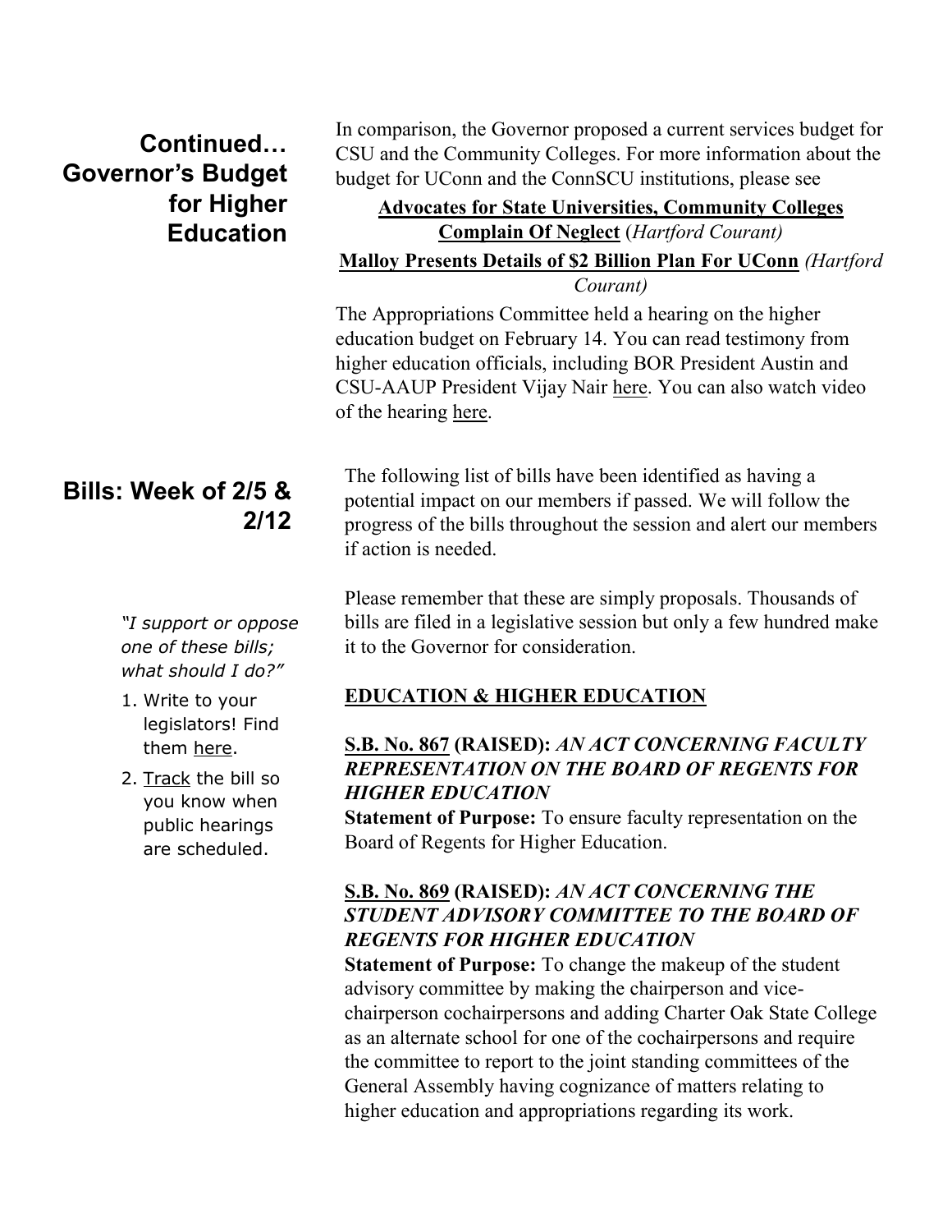## Continued… Governor's Budget for Higher Education

In comparison, the Governor proposed a current services budget for CSU and the Community Colleges. For more information about the budget for UConn and the ConnSCU institutions, please see

**Advocates for State Universities, Community Colleges Complain Of Neglect** (*Hartford Courant)*

**Malloy Presents Details of $2 Billion Plan For UConn** *(Hartford Courant)*

The Appropriations Committee held a hearing on the higher education budget on February 14. You can read testimony from higher education officials, including BOR President Austin and CSU-AAUP President Vijay Nair here. You can also watch video of the hearing here.

## Bills: Week of 2/5 & 2/12

The following list of bills have been identified as having a potential impact on our members if passed. We will follow the progress of the bills throughout the session and alert our members if action is needed.

Please remember that these are simply proposals. Thousands of bills are filed in a legislative session but only a few hundred make it to the Governor for consideration.

*"I support or oppose one of these bills; what should I do?"*

1. Write to your legislators! Find them here.
2. Track the bill so you know when public hearings are scheduled.

### EDUCATION & HIGHER EDUCATION

**S.B. No. 867 (RAISED):** ***AN ACT CONCERNING FACULTY REPRESENTATION ON THE BOARD OF REGENTS FOR HIGHER EDUCATION***

**Statement of Purpose:** To ensure faculty representation on the Board of Regents for Higher Education.

**S.B. No. 869 (RAISED):** ***AN ACT CONCERNING THE STUDENT ADVISORY COMMITTEE TO THE BOARD OF REGENTS FOR HIGHER EDUCATION***

**Statement of Purpose:** To change the makeup of the student advisory committee by making the chairperson and vice-chairperson cochairpersons and adding Charter Oak State College as an alternate school for one of the cochairpersons and require the committee to report to the joint standing committees of the General Assembly having cognizance of matters relating to higher education and appropriations regarding its work.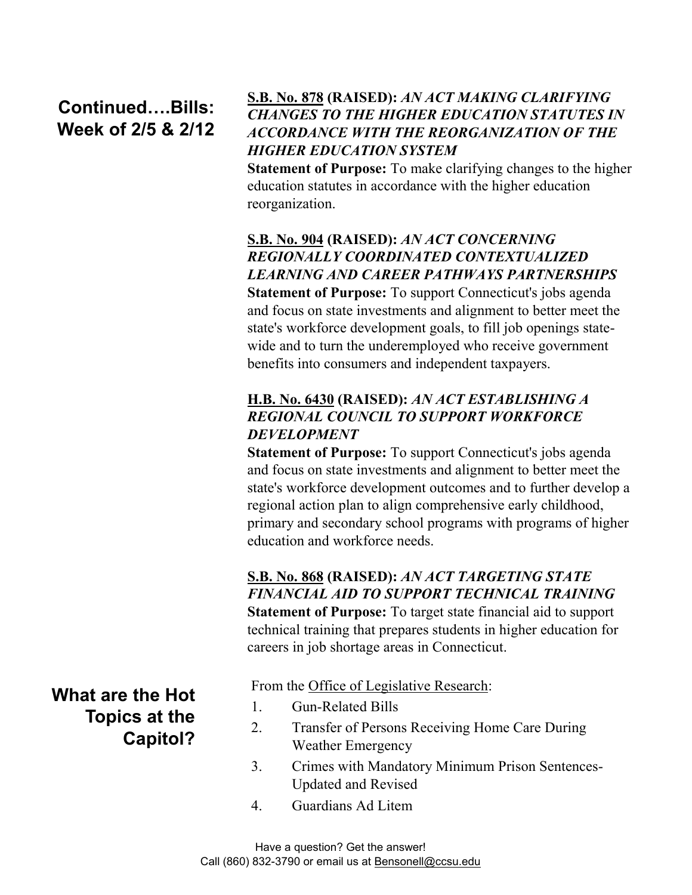## Continued….Bills: Week of 2/5 & 2/12

**S.B. No. 878 (RAISED):** ***AN ACT MAKING CLARIFYING CHANGES TO THE HIGHER EDUCATION STATUTES IN ACCORDANCE WITH THE REORGANIZATION OF THE HIGHER EDUCATION SYSTEM***
**Statement of Purpose:** To make clarifying changes to the higher education statutes in accordance with the higher education reorganization.

**S.B. No. 904 (RAISED):** ***AN ACT CONCERNING REGIONALLY COORDINATED CONTEXTUALIZED LEARNING AND CAREER PATHWAYS PARTNERSHIPS***
**Statement of Purpose:** To support Connecticut's jobs agenda and focus on state investments and alignment to better meet the state's workforce development goals, to fill job openings state-wide and to turn the underemployed who receive government benefits into consumers and independent taxpayers.

**H.B. No. 6430 (RAISED):** ***AN ACT ESTABLISHING A REGIONAL COUNCIL TO SUPPORT WORKFORCE DEVELOPMENT***
**Statement of Purpose:** To support Connecticut's jobs agenda and focus on state investments and alignment to better meet the state's workforce development outcomes and to further develop a regional action plan to align comprehensive early childhood, primary and secondary school programs with programs of higher education and workforce needs.

**S.B. No. 868 (RAISED):** ***AN ACT TARGETING STATE FINANCIAL AID TO SUPPORT TECHNICAL TRAINING***
**Statement of Purpose:** To target state financial aid to support technical training that prepares students in higher education for careers in job shortage areas in Connecticut.

## What are the Hot Topics at the Capitol?

From the Office of Legislative Research:

1. Gun-Related Bills
2. Transfer of Persons Receiving Home Care During Weather Emergency
3. Crimes with Mandatory Minimum Prison Sentences-Updated and Revised
4. Guardians Ad Litem

Have a question? Get the answer!
Call (860) 832-3790 or email us at Bensonell@ccsu.edu